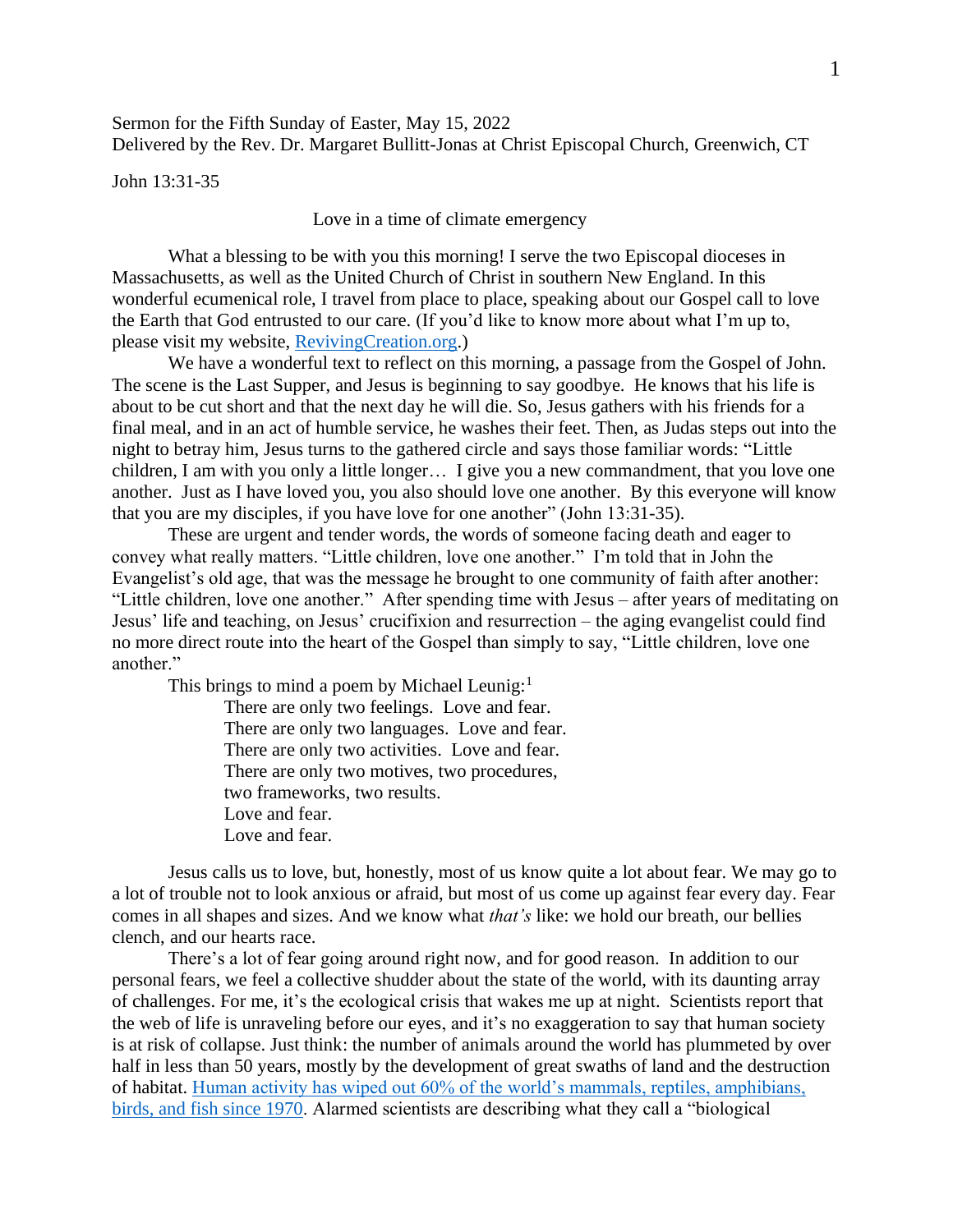Sermon for the Fifth Sunday of Easter, May 15, 2022
Delivered by the Rev. Dr. Margaret Bullitt-Jonas at Christ Episcopal Church, Greenwich, CT

John 13:31-35

## Love in a time of climate emergency

What a blessing to be with you this morning! I serve the two Episcopal dioceses in Massachusetts, as well as the United Church of Christ in southern New England. In this wonderful ecumenical role, I travel from place to place, speaking about our Gospel call to love the Earth that God entrusted to our care. (If you'd like to know more about what I'm up to, please visit my website, [RevivingCreation.org](RevivingCreation.org).)

We have a wonderful text to reflect on this morning, a passage from the Gospel of John. The scene is the Last Supper, and Jesus is beginning to say goodbye. He knows that his life is about to be cut short and that the next day he will die. So, Jesus gathers with his friends for a final meal, and in an act of humble service, he washes their feet. Then, as Judas steps out into the night to betray him, Jesus turns to the gathered circle and says those familiar words: "Little children, I am with you only a little longer… I give you a new commandment, that you love one another. Just as I have loved you, you also should love one another. By this everyone will know that you are my disciples, if you have love for one another" (John 13:31-35).

These are urgent and tender words, the words of someone facing death and eager to convey what really matters. "Little children, love one another." I'm told that in John the Evangelist's old age, that was the message he brought to one community of faith after another: "Little children, love one another." After spending time with Jesus – after years of meditating on Jesus' life and teaching, on Jesus' crucifixion and resurrection – the aging evangelist could find no more direct route into the heart of the Gospel than simply to say, "Little children, love one another."

This brings to mind a poem by Michael Leunig:[1]

> There are only two feelings. Love and fear.
> There are only two languages. Love and fear.
> There are only two activities. Love and fear.
> There are only two motives, two procedures,
> two frameworks, two results.
> Love and fear.
> Love and fear.

Jesus calls us to love, but, honestly, most of us know quite a lot about fear. We may go to a lot of trouble not to look anxious or afraid, but most of us come up against fear every day. Fear comes in all shapes and sizes. And we know what *that's* like: we hold our breath, our bellies clench, and our hearts race.

There's a lot of fear going around right now, and for good reason. In addition to our personal fears, we feel a collective shudder about the state of the world, with its daunting array of challenges. For me, it's the ecological crisis that wakes me up at night. Scientists report that the web of life is unraveling before our eyes, and it's no exaggeration to say that human society is at risk of collapse. Just think: the number of animals around the world has plummeted by over half in less than 50 years, mostly by the development of great swaths of land and the destruction of habitat. [Human activity has wiped out 60% of the world's mammals, reptiles, amphibians, birds, and fish since 1970](Human activity has wiped out 60% of the world's mammals, reptiles, amphibians, birds, and fish since 1970). Alarmed scientists are describing what they call a "biological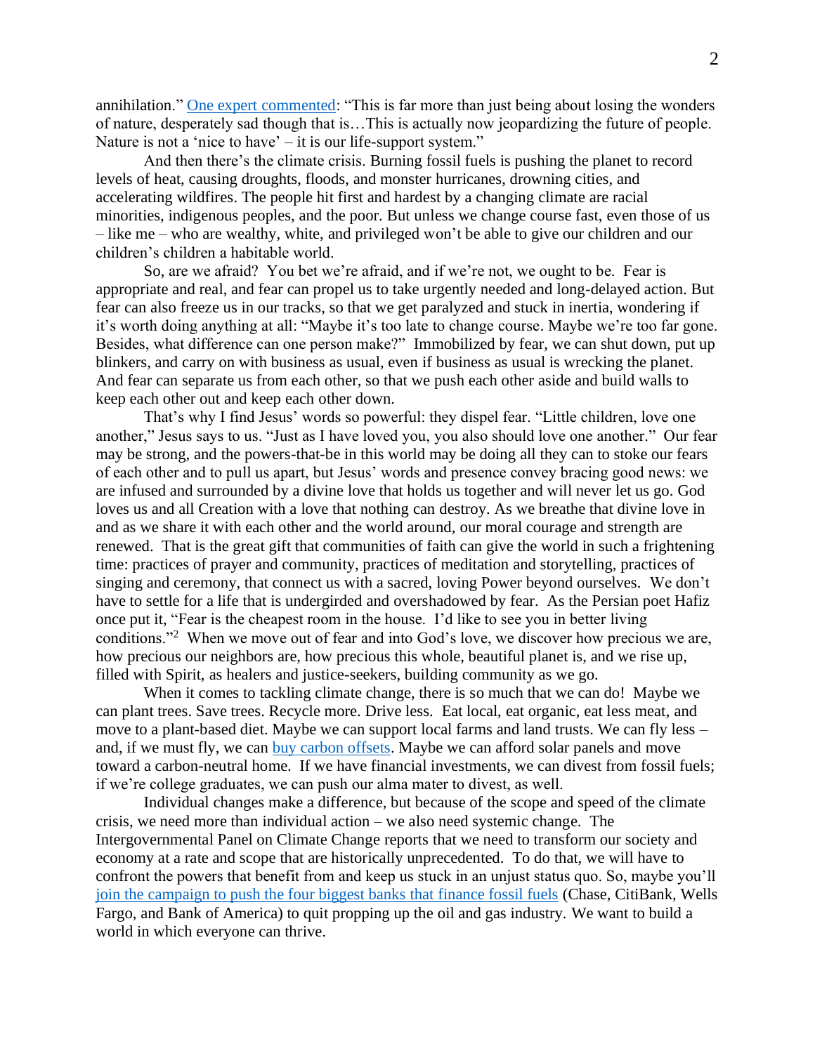annihilation." One expert commented: "This is far more than just being about losing the wonders of nature, desperately sad though that is…This is actually now jeopardizing the future of people. Nature is not a 'nice to have' – it is our life-support system."

And then there's the climate crisis. Burning fossil fuels is pushing the planet to record levels of heat, causing droughts, floods, and monster hurricanes, drowning cities, and accelerating wildfires. The people hit first and hardest by a changing climate are racial minorities, indigenous peoples, and the poor. But unless we change course fast, even those of us – like me – who are wealthy, white, and privileged won't be able to give our children and our children's children a habitable world.

So, are we afraid? You bet we're afraid, and if we're not, we ought to be. Fear is appropriate and real, and fear can propel us to take urgently needed and long-delayed action. But fear can also freeze us in our tracks, so that we get paralyzed and stuck in inertia, wondering if it's worth doing anything at all: "Maybe it's too late to change course. Maybe we're too far gone. Besides, what difference can one person make?" Immobilized by fear, we can shut down, put up blinkers, and carry on with business as usual, even if business as usual is wrecking the planet. And fear can separate us from each other, so that we push each other aside and build walls to keep each other out and keep each other down.

That's why I find Jesus' words so powerful: they dispel fear. "Little children, love one another," Jesus says to us. "Just as I have loved you, you also should love one another." Our fear may be strong, and the powers-that-be in this world may be doing all they can to stoke our fears of each other and to pull us apart, but Jesus' words and presence convey bracing good news: we are infused and surrounded by a divine love that holds us together and will never let us go. God loves us and all Creation with a love that nothing can destroy. As we breathe that divine love in and as we share it with each other and the world around, our moral courage and strength are renewed. That is the great gift that communities of faith can give the world in such a frightening time: practices of prayer and community, practices of meditation and storytelling, practices of singing and ceremony, that connect us with a sacred, loving Power beyond ourselves. We don't have to settle for a life that is undergirded and overshadowed by fear. As the Persian poet Hafiz once put it, "Fear is the cheapest room in the house. I'd like to see you in better living conditions."[2] When we move out of fear and into God's love, we discover how precious we are, how precious our neighbors are, how precious this whole, beautiful planet is, and we rise up, filled with Spirit, as healers and justice-seekers, building community as we go.

When it comes to tackling climate change, there is so much that we can do! Maybe we can plant trees. Save trees. Recycle more. Drive less. Eat local, eat organic, eat less meat, and move to a plant-based diet. Maybe we can support local farms and land trusts. We can fly less – and, if we must fly, we can buy carbon offsets. Maybe we can afford solar panels and move toward a carbon-neutral home. If we have financial investments, we can divest from fossil fuels; if we're college graduates, we can push our alma mater to divest, as well.

Individual changes make a difference, but because of the scope and speed of the climate crisis, we need more than individual action – we also need systemic change. The Intergovernmental Panel on Climate Change reports that we need to transform our society and economy at a rate and scope that are historically unprecedented. To do that, we will have to confront the powers that benefit from and keep us stuck in an unjust status quo. So, maybe you'll join the campaign to push the four biggest banks that finance fossil fuels (Chase, CitiBank, Wells Fargo, and Bank of America) to quit propping up the oil and gas industry. We want to build a world in which everyone can thrive.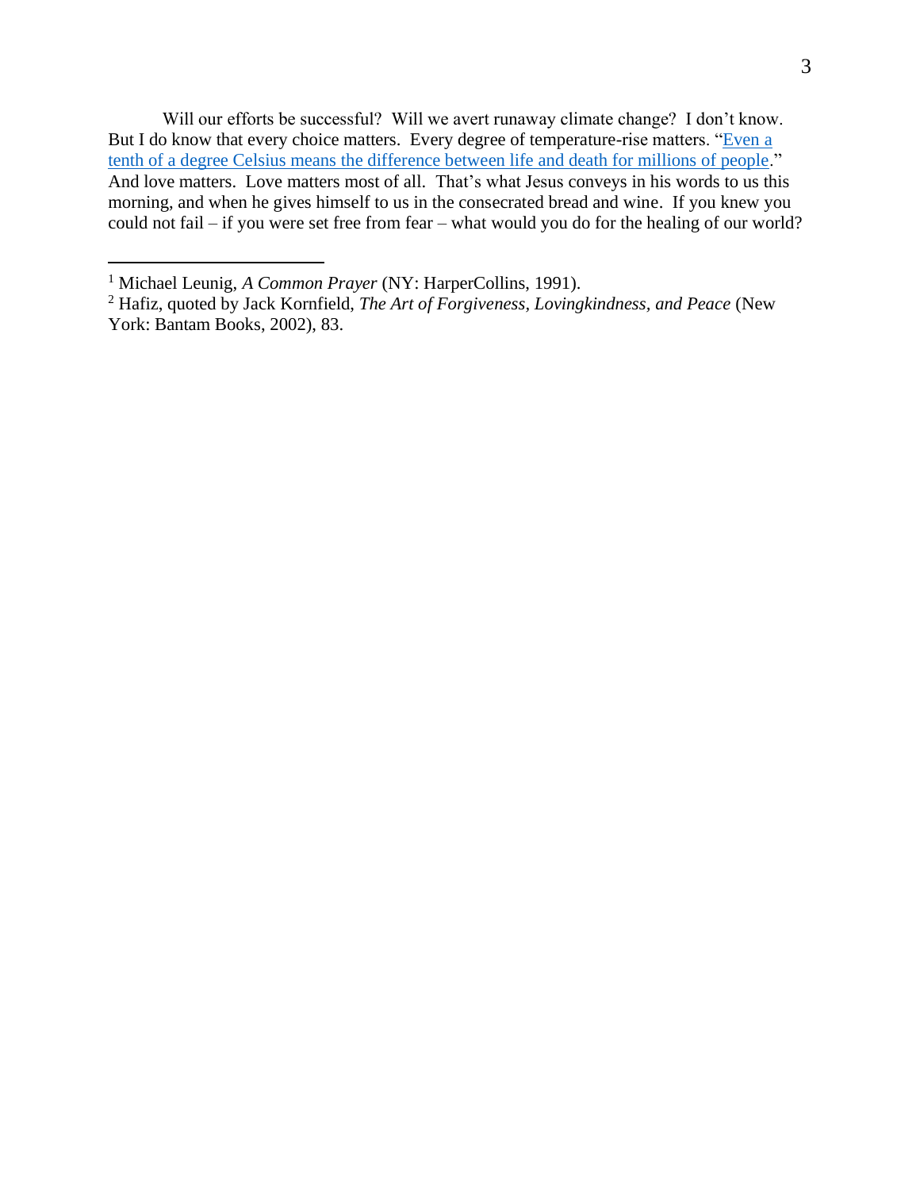Will our efforts be successful? Will we avert runaway climate change? I don't know. But I do know that every choice matters. Every degree of temperature-rise matters. "Even a tenth of a degree Celsius means the difference between life and death for millions of people." And love matters. Love matters most of all. That's what Jesus conveys in his words to us this morning, and when he gives himself to us in the consecrated bread and wine. If you knew you could not fail – if you were set free from fear – what would you do for the healing of our world?

---

[1] Michael Leunig, *A Common Prayer* (NY: HarperCollins, 1991).

[2] Hafiz, quoted by Jack Kornfield, *The Art of Forgiveness, Lovingkindness, and Peace* (New York: Bantam Books, 2002), 83.